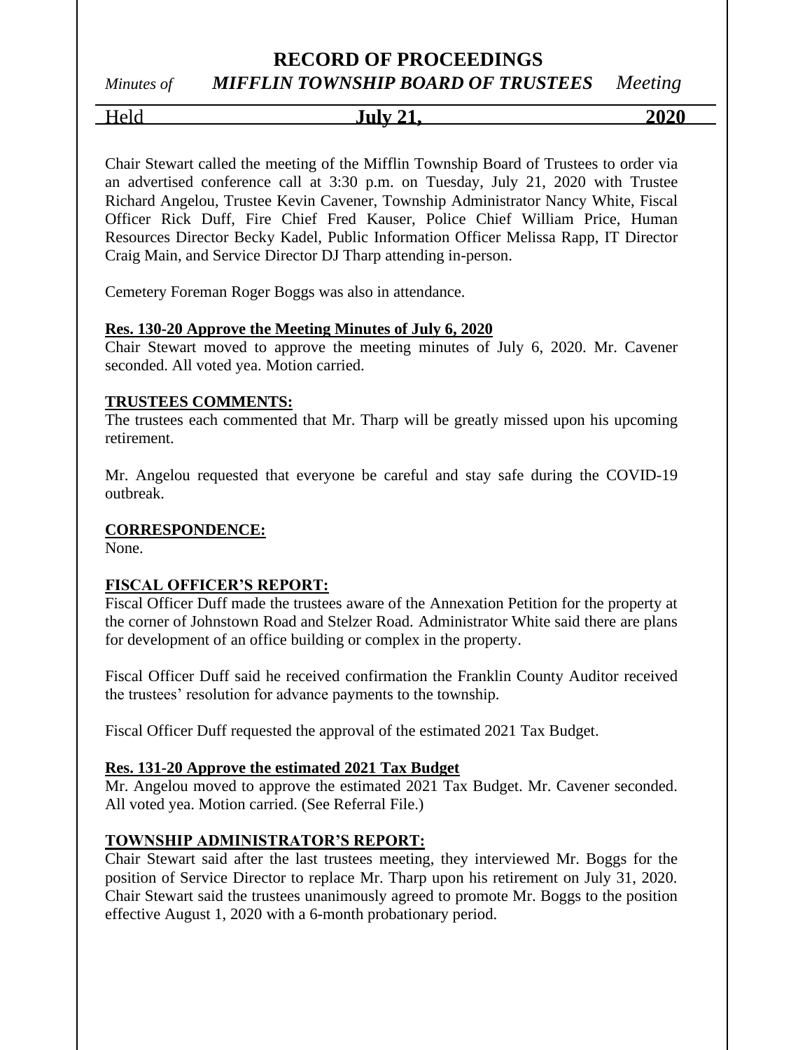# RECORD OF PROCEEDINGS

*Minutes of* ***MIFFLIN TOWNSHIP BOARD OF TRUSTEES*** *Meeting*

Held **July 21,** **2020**

Chair Stewart called the meeting of the Mifflin Township Board of Trustees to order via an advertised conference call at 3:30 p.m. on Tuesday, July 21, 2020 with Trustee Richard Angelou, Trustee Kevin Cavener, Township Administrator Nancy White, Fiscal Officer Rick Duff, Fire Chief Fred Kauser, Police Chief William Price, Human Resources Director Becky Kadel, Public Information Officer Melissa Rapp, IT Director Craig Main, and Service Director DJ Tharp attending in-person.

Cemetery Foreman Roger Boggs was also in attendance.

**Res. 130-20 Approve the Meeting Minutes of July 6, 2020**

Chair Stewart moved to approve the meeting minutes of July 6, 2020. Mr. Cavener seconded. All voted yea. Motion carried.

**TRUSTEES COMMENTS:**

The trustees each commented that Mr. Tharp will be greatly missed upon his upcoming retirement.

Mr. Angelou requested that everyone be careful and stay safe during the COVID-19 outbreak.

**CORRESPONDENCE:**

None.

**FISCAL OFFICER'S REPORT:**

Fiscal Officer Duff made the trustees aware of the Annexation Petition for the property at the corner of Johnstown Road and Stelzer Road. Administrator White said there are plans for development of an office building or complex in the property.

Fiscal Officer Duff said he received confirmation the Franklin County Auditor received the trustees' resolution for advance payments to the township.

Fiscal Officer Duff requested the approval of the estimated 2021 Tax Budget.

**Res. 131-20 Approve the estimated 2021 Tax Budget**

Mr. Angelou moved to approve the estimated 2021 Tax Budget. Mr. Cavener seconded. All voted yea. Motion carried. (See Referral File.)

**TOWNSHIP ADMINISTRATOR'S REPORT:**

Chair Stewart said after the last trustees meeting, they interviewed Mr. Boggs for the position of Service Director to replace Mr. Tharp upon his retirement on July 31, 2020. Chair Stewart said the trustees unanimously agreed to promote Mr. Boggs to the position effective August 1, 2020 with a 6-month probationary period.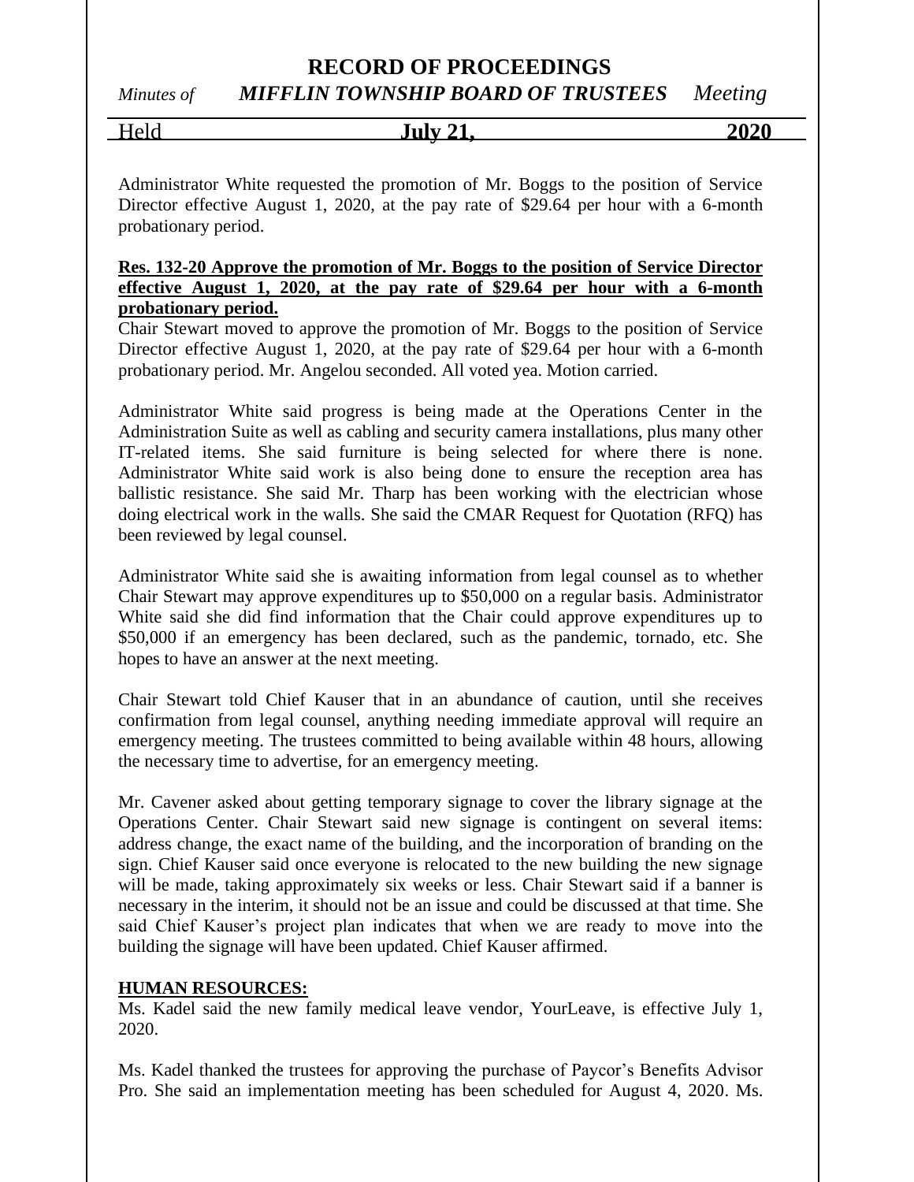Administrator White requested the promotion of Mr. Boggs to the position of Service Director effective August 1, 2020, at the pay rate of $29.64 per hour with a 6-month probationary period.

**Res. 132-20 Approve the promotion of Mr. Boggs to the position of Service Director effective August 1, 2020, at the pay rate of $29.64 per hour with a 6-month probationary period.**
Chair Stewart moved to approve the promotion of Mr. Boggs to the position of Service Director effective August 1, 2020, at the pay rate of $29.64 per hour with a 6-month probationary period. Mr. Angelou seconded. All voted yea. Motion carried.

Administrator White said progress is being made at the Operations Center in the Administration Suite as well as cabling and security camera installations, plus many other IT-related items. She said furniture is being selected for where there is none. Administrator White said work is also being done to ensure the reception area has ballistic resistance. She said Mr. Tharp has been working with the electrician whose doing electrical work in the walls. She said the CMAR Request for Quotation (RFQ) has been reviewed by legal counsel.

Administrator White said she is awaiting information from legal counsel as to whether Chair Stewart may approve expenditures up to $50,000 on a regular basis. Administrator White said she did find information that the Chair could approve expenditures up to $50,000 if an emergency has been declared, such as the pandemic, tornado, etc. She hopes to have an answer at the next meeting.

Chair Stewart told Chief Kauser that in an abundance of caution, until she receives confirmation from legal counsel, anything needing immediate approval will require an emergency meeting. The trustees committed to being available within 48 hours, allowing the necessary time to advertise, for an emergency meeting.

Mr. Cavener asked about getting temporary signage to cover the library signage at the Operations Center. Chair Stewart said new signage is contingent on several items: address change, the exact name of the building, and the incorporation of branding on the sign. Chief Kauser said once everyone is relocated to the new building the new signage will be made, taking approximately six weeks or less. Chair Stewart said if a banner is necessary in the interim, it should not be an issue and could be discussed at that time. She said Chief Kauser's project plan indicates that when we are ready to move into the building the signage will have been updated. Chief Kauser affirmed.

**HUMAN RESOURCES:**
Ms. Kadel said the new family medical leave vendor, YourLeave, is effective July 1, 2020.

Ms. Kadel thanked the trustees for approving the purchase of Paycor's Benefits Advisor Pro. She said an implementation meeting has been scheduled for August 4, 2020. Ms.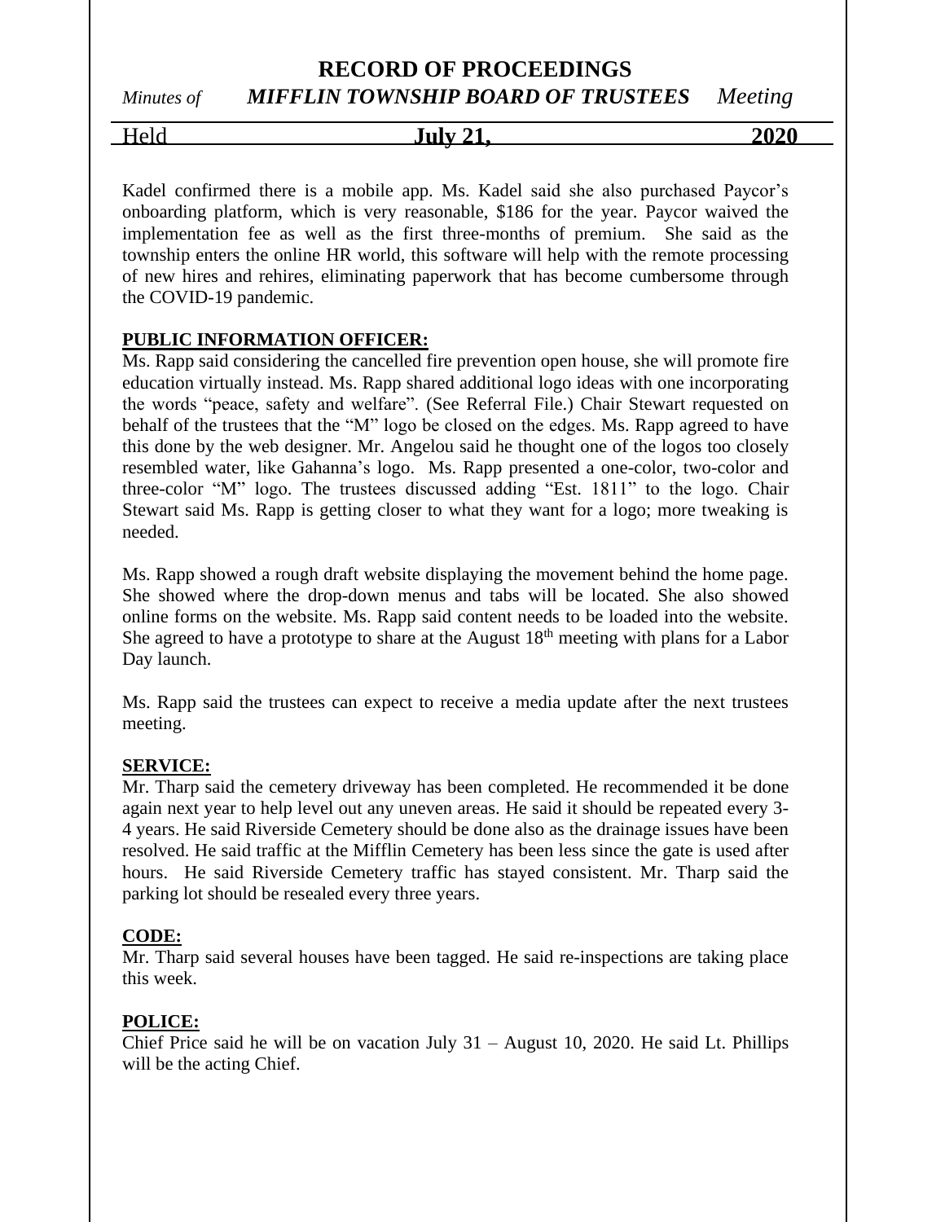Kadel confirmed there is a mobile app. Ms. Kadel said she also purchased Paycor's onboarding platform, which is very reasonable, $186 for the year. Paycor waived the implementation fee as well as the first three-months of premium. She said as the township enters the online HR world, this software will help with the remote processing of new hires and rehires, eliminating paperwork that has become cumbersome through the COVID-19 pandemic.

**PUBLIC INFORMATION OFFICER:**

Ms. Rapp said considering the cancelled fire prevention open house, she will promote fire education virtually instead. Ms. Rapp shared additional logo ideas with one incorporating the words "peace, safety and welfare". (See Referral File.) Chair Stewart requested on behalf of the trustees that the "M" logo be closed on the edges. Ms. Rapp agreed to have this done by the web designer. Mr. Angelou said he thought one of the logos too closely resembled water, like Gahanna's logo. Ms. Rapp presented a one-color, two-color and three-color "M" logo. The trustees discussed adding "Est. 1811" to the logo. Chair Stewart said Ms. Rapp is getting closer to what they want for a logo; more tweaking is needed.

Ms. Rapp showed a rough draft website displaying the movement behind the home page. She showed where the drop-down menus and tabs will be located. She also showed online forms on the website. Ms. Rapp said content needs to be loaded into the website. She agreed to have a prototype to share at the August 18th meeting with plans for a Labor Day launch.

Ms. Rapp said the trustees can expect to receive a media update after the next trustees meeting.

**SERVICE:**

Mr. Tharp said the cemetery driveway has been completed. He recommended it be done again next year to help level out any uneven areas. He said it should be repeated every 3-4 years. He said Riverside Cemetery should be done also as the drainage issues have been resolved. He said traffic at the Mifflin Cemetery has been less since the gate is used after hours. He said Riverside Cemetery traffic has stayed consistent. Mr. Tharp said the parking lot should be resealed every three years.

**CODE:**

Mr. Tharp said several houses have been tagged. He said re-inspections are taking place this week.

**POLICE:**

Chief Price said he will be on vacation July 31 – August 10, 2020. He said Lt. Phillips will be the acting Chief.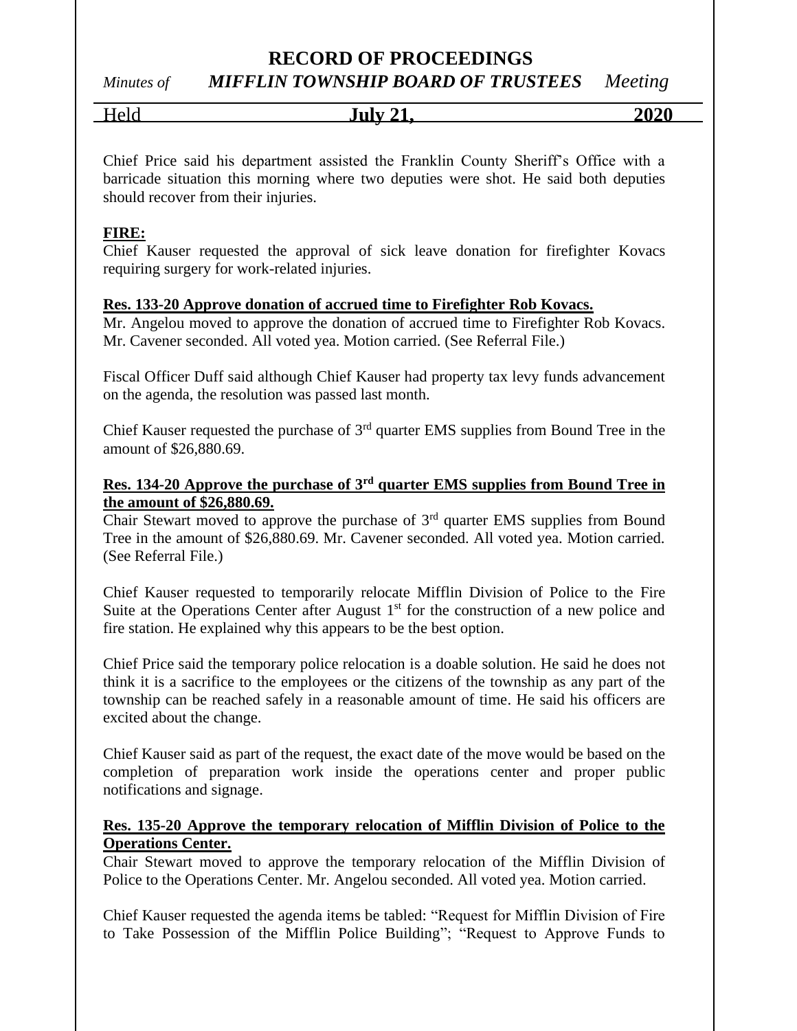Chief Price said his department assisted the Franklin County Sheriff's Office with a barricade situation this morning where two deputies were shot. He said both deputies should recover from their injuries.

**FIRE:**

Chief Kauser requested the approval of sick leave donation for firefighter Kovacs requiring surgery for work-related injuries.

**Res. 133-20 Approve donation of accrued time to Firefighter Rob Kovacs.**

Mr. Angelou moved to approve the donation of accrued time to Firefighter Rob Kovacs. Mr. Cavener seconded. All voted yea. Motion carried. (See Referral File.)

Fiscal Officer Duff said although Chief Kauser had property tax levy funds advancement on the agenda, the resolution was passed last month.

Chief Kauser requested the purchase of 3rd quarter EMS supplies from Bound Tree in the amount of $26,880.69.

**Res. 134-20 Approve the purchase of 3rd quarter EMS supplies from Bound Tree in the amount of $26,880.69.**

Chair Stewart moved to approve the purchase of 3rd quarter EMS supplies from Bound Tree in the amount of $26,880.69. Mr. Cavener seconded. All voted yea. Motion carried. (See Referral File.)

Chief Kauser requested to temporarily relocate Mifflin Division of Police to the Fire Suite at the Operations Center after August 1st for the construction of a new police and fire station. He explained why this appears to be the best option.

Chief Price said the temporary police relocation is a doable solution. He said he does not think it is a sacrifice to the employees or the citizens of the township as any part of the township can be reached safely in a reasonable amount of time. He said his officers are excited about the change.

Chief Kauser said as part of the request, the exact date of the move would be based on the completion of preparation work inside the operations center and proper public notifications and signage.

**Res. 135-20 Approve the temporary relocation of Mifflin Division of Police to the Operations Center.**

Chair Stewart moved to approve the temporary relocation of the Mifflin Division of Police to the Operations Center. Mr. Angelou seconded. All voted yea. Motion carried.

Chief Kauser requested the agenda items be tabled: "Request for Mifflin Division of Fire to Take Possession of the Mifflin Police Building"; "Request to Approve Funds to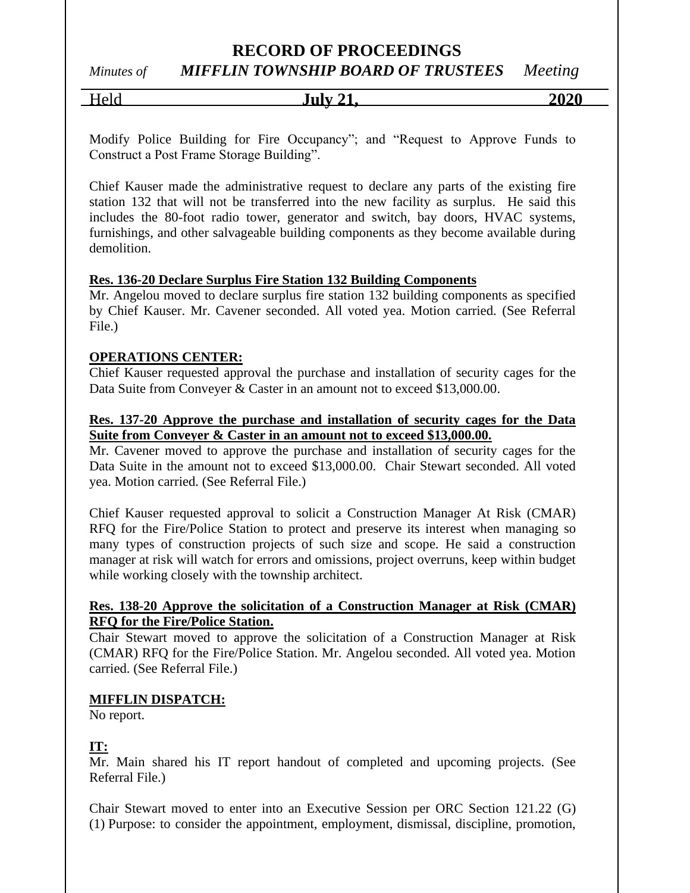Modify Police Building for Fire Occupancy"; and "Request to Approve Funds to Construct a Post Frame Storage Building".

Chief Kauser made the administrative request to declare any parts of the existing fire station 132 that will not be transferred into the new facility as surplus. He said this includes the 80-foot radio tower, generator and switch, bay doors, HVAC systems, furnishings, and other salvageable building components as they become available during demolition.

**Res. 136-20 Declare Surplus Fire Station 132 Building Components**

Mr. Angelou moved to declare surplus fire station 132 building components as specified by Chief Kauser. Mr. Cavener seconded. All voted yea. Motion carried. (See Referral File.)

**OPERATIONS CENTER:**

Chief Kauser requested approval the purchase and installation of security cages for the Data Suite from Conveyer & Caster in an amount not to exceed $13,000.00.

**Res. 137-20 Approve the purchase and installation of security cages for the Data Suite from Conveyer & Caster in an amount not to exceed $13,000.00.**

Mr. Cavener moved to approve the purchase and installation of security cages for the Data Suite in the amount not to exceed $13,000.00. Chair Stewart seconded. All voted yea. Motion carried. (See Referral File.)

Chief Kauser requested approval to solicit a Construction Manager At Risk (CMAR) RFQ for the Fire/Police Station to protect and preserve its interest when managing so many types of construction projects of such size and scope. He said a construction manager at risk will watch for errors and omissions, project overruns, keep within budget while working closely with the township architect.

**Res. 138-20 Approve the solicitation of a Construction Manager at Risk (CMAR) RFQ for the Fire/Police Station.**

Chair Stewart moved to approve the solicitation of a Construction Manager at Risk (CMAR) RFQ for the Fire/Police Station. Mr. Angelou seconded. All voted yea. Motion carried. (See Referral File.)

**MIFFLIN DISPATCH:**

No report.

**IT:**

Mr. Main shared his IT report handout of completed and upcoming projects. (See Referral File.)

Chair Stewart moved to enter into an Executive Session per ORC Section 121.22 (G) (1) Purpose: to consider the appointment, employment, dismissal, discipline, promotion,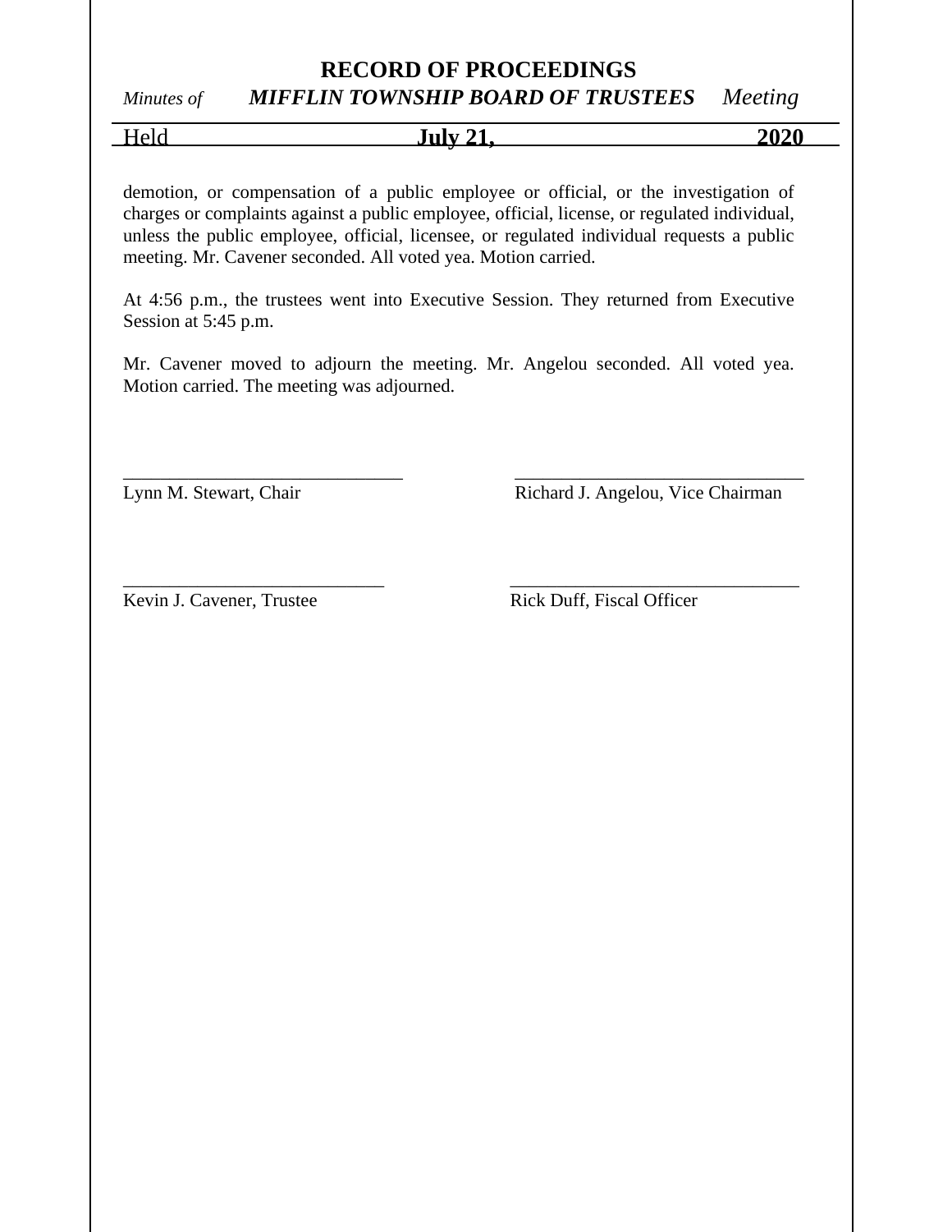demotion, or compensation of a public employee or official, or the investigation of charges or complaints against a public employee, official, license, or regulated individual, unless the public employee, official, licensee, or regulated individual requests a public meeting. Mr. Cavener seconded. All voted yea. Motion carried.

At 4:56 p.m., the trustees went into Executive Session. They returned from Executive Session at 5:45 p.m.

Mr. Cavener moved to adjourn the meeting. Mr. Angelou seconded. All voted yea. Motion carried. The meeting was adjourned.

| | |
|---|---|
| ______________________________ | ______________________________ |
| Lynn M. Stewart, Chair | Richard J. Angelou, Vice Chairman |
| ______________________________ | ______________________________ |
| Kevin J. Cavener, Trustee | Rick Duff, Fiscal Officer |